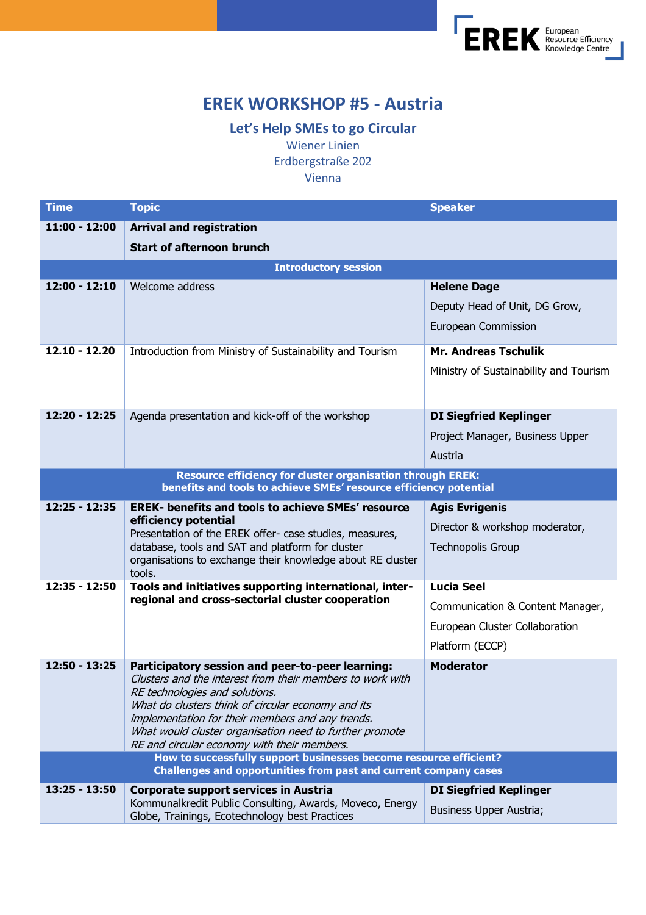# EREK WORKSHOP #5 - Austria

## Let's Help SMEs to go Circular

Wiener Linien
Erdbergstraße 202
Vienna

| Time | Topic | Speaker |
|---|---|---|
| **11:00 - 12:00** | **Arrival and registration**<br>**Start of afternoon brunch** | |
| | **Introductory session** | |
| **12:00 - 12:10** | Welcome address | **Helene Dage**<br>Deputy Head of Unit, DG Grow, European Commission |
| **12.10 - 12.20** | Introduction from Ministry of Sustainability and Tourism | **Mr. Andreas Tschulik**<br>Ministry of Sustainability and Tourism |
| **12:20 - 12:25** | Agenda presentation and kick-off of the workshop | **DI Siegfried Keplinger**<br>Project Manager, Business Upper Austria |
| | **Resource efficiency for cluster organisation through EREK: benefits and tools to achieve SMEs' resource efficiency potential** | |
| **12:25 - 12:35** | **EREK- benefits and tools to achieve SMEs' resource efficiency potential**<br>Presentation of the EREK offer- case studies, measures, database, tools and SAT and platform for cluster organisations to exchange their knowledge about RE cluster tools. | **Agis Evrigenis**<br>Director & workshop moderator, Technopolis Group |
| **12:35 - 12:50** | **Tools and initiatives supporting international, inter-regional and cross-sectorial cluster cooperation** | **Lucia Seel**<br>Communication & Content Manager, European Cluster Collaboration Platform (ECCP) |
| **12:50 - 13:25** | **Participatory session and peer-to-peer learning:**<br>*Clusters and the interest from their members to work with RE technologies and solutions.*<br>*What do clusters think of circular economy and its implementation for their members and any trends.*<br>*What would cluster organisation need to further promote RE and circular economy with their members.* | **Moderator** |
| | **How to successfully support businesses become resource efficient? Challenges and opportunities from past and current company cases** | |
| **13:25 - 13:50** | **Corporate support services in Austria**<br>Kommunalkredit Public Consulting, Awards, Moveco, Energy Globe, Trainings, Ecotechnology best Practices | **DI Siegfried Keplinger**<br>Business Upper Austria; |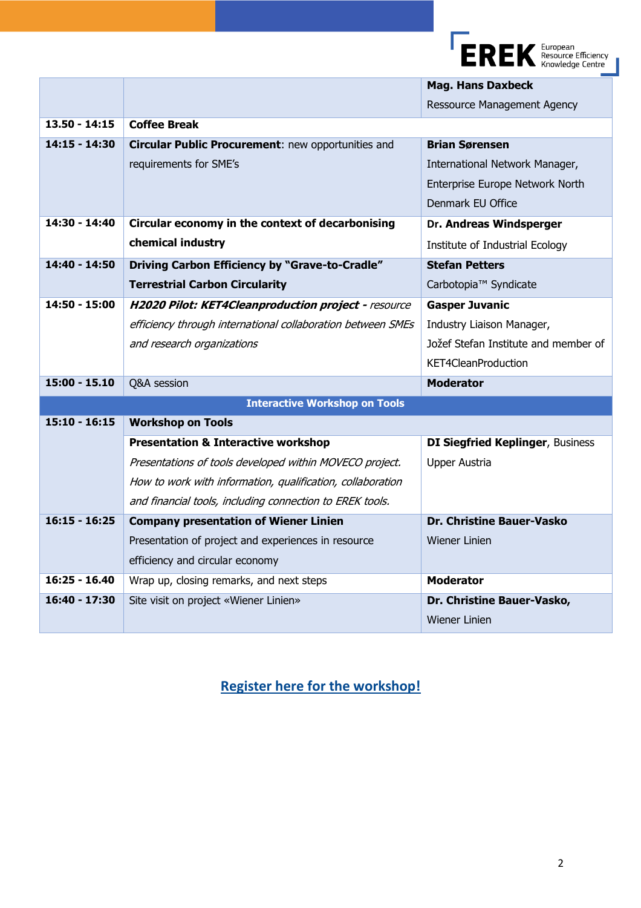| | | |
|---|---|---|
| | | **Mag. Hans Daxbeck**<br>Ressource Management Agency |
| **13.50 - 14:15** | **Coffee Break** | |
| **14:15 - 14:30** | **Circular Public Procurement**: new opportunities and requirements for SME's | **Brian Sørensen**<br>International Network Manager, Enterprise Europe Network North Denmark EU Office |
| **14:30 - 14:40** | **Circular economy in the context of decarbonising chemical industry** | **Dr. Andreas Windsperger**<br>Institute of Industrial Ecology |
| **14:40 - 14:50** | **Driving Carbon Efficiency by "Grave-to-Cradle" Terrestrial Carbon Circularity** | **Stefan Petters**<br>Carbotopia™ Syndicate |
| **14:50 - 15:00** | ***H2020 Pilot: KET4Cleanproduction project*** *- resource efficiency through international collaboration between SMEs and research organizations* | **Gasper Juvanic**<br>Industry Liaison Manager, Jožef Stefan Institute and member of KET4CleanProduction |
| **15:00 - 15.10** | Q&A session | **Moderator** |
| **Interactive Workshop on Tools** | | |
| **15:10 - 16:15** | **Workshop on Tools** | |
| | **Presentation & Interactive workshop**<br>*Presentations of tools developed within MOVECO project. How to work with information, qualification, collaboration and financial tools, including connection to EREK tools.* | **DI Siegfried Keplinger**, Business Upper Austria |
| **16:15 - 16:25** | **Company presentation of Wiener Linien**<br>Presentation of project and experiences in resource efficiency and circular economy | **Dr. Christine Bauer-Vasko**<br>Wiener Linien |
| **16:25 - 16.40** | Wrap up, closing remarks, and next steps | **Moderator** |
| **16:40 - 17:30** | Site visit on project «Wiener Linien» | **Dr. Christine Bauer-Vasko,**<br>Wiener Linien |

**Register here for the workshop!**